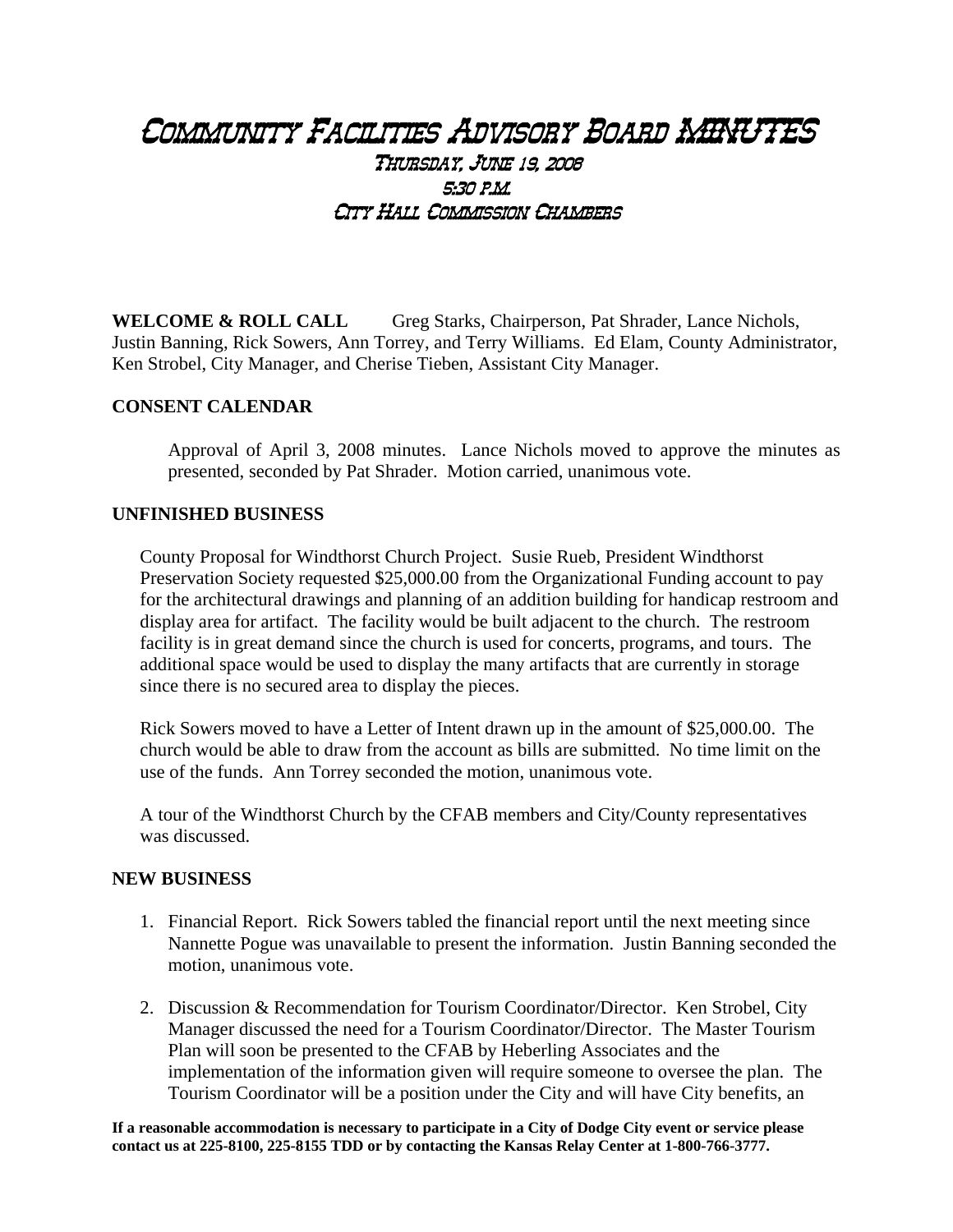# Community Facilities Advisory Board MINUTES

## Thursday, June 19, 2008
## 5:30 P.M.
## City Hall Commission Chambers

**WELCOME & ROLL CALL** Greg Starks, Chairperson, Pat Shrader, Lance Nichols, Justin Banning, Rick Sowers, Ann Torrey, and Terry Williams. Ed Elam, County Administrator, Ken Strobel, City Manager, and Cherise Tieben, Assistant City Manager.

**CONSENT CALENDAR**

Approval of April 3, 2008 minutes. Lance Nichols moved to approve the minutes as presented, seconded by Pat Shrader. Motion carried, unanimous vote.

**UNFINISHED BUSINESS**

County Proposal for Windthorst Church Project. Susie Rueb, President Windthorst Preservation Society requested $25,000.00 from the Organizational Funding account to pay for the architectural drawings and planning of an addition building for handicap restroom and display area for artifact. The facility would be built adjacent to the church. The restroom facility is in great demand since the church is used for concerts, programs, and tours. The additional space would be used to display the many artifacts that are currently in storage since there is no secured area to display the pieces.

Rick Sowers moved to have a Letter of Intent drawn up in the amount of $25,000.00. The church would be able to draw from the account as bills are submitted. No time limit on the use of the funds. Ann Torrey seconded the motion, unanimous vote.

A tour of the Windthorst Church by the CFAB members and City/County representatives was discussed.

**NEW BUSINESS**

1. Financial Report. Rick Sowers tabled the financial report until the next meeting since Nannette Pogue was unavailable to present the information. Justin Banning seconded the motion, unanimous vote.

2. Discussion & Recommendation for Tourism Coordinator/Director. Ken Strobel, City Manager discussed the need for a Tourism Coordinator/Director. The Master Tourism Plan will soon be presented to the CFAB by Heberling Associates and the implementation of the information given will require someone to oversee the plan. The Tourism Coordinator will be a position under the City and will have City benefits, an

**If a reasonable accommodation is necessary to participate in a City of Dodge City event or service please contact us at 225-8100, 225-8155 TDD or by contacting the Kansas Relay Center at 1-800-766-3777.**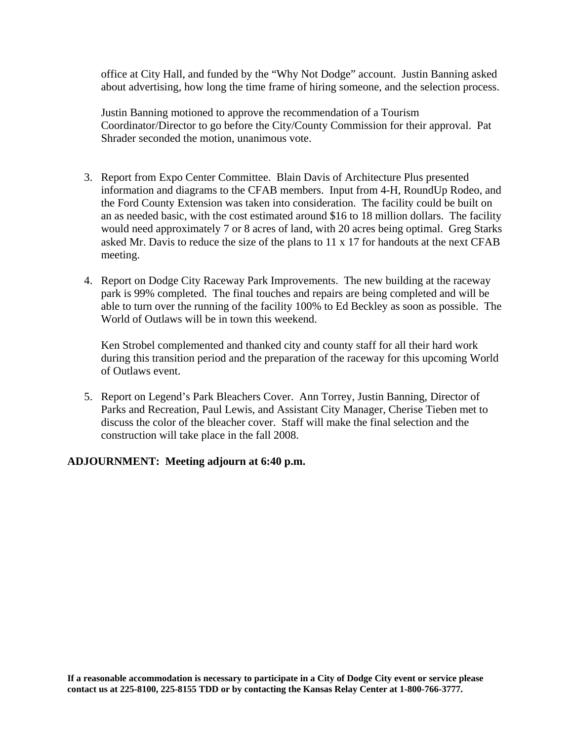office at City Hall, and funded by the "Why Not Dodge" account. Justin Banning asked about advertising, how long the time frame of hiring someone, and the selection process.

Justin Banning motioned to approve the recommendation of a Tourism Coordinator/Director to go before the City/County Commission for their approval. Pat Shrader seconded the motion, unanimous vote.

3. Report from Expo Center Committee. Blain Davis of Architecture Plus presented information and diagrams to the CFAB members. Input from 4-H, RoundUp Rodeo, and the Ford County Extension was taken into consideration. The facility could be built on an as needed basic, with the cost estimated around $16 to 18 million dollars. The facility would need approximately 7 or 8 acres of land, with 20 acres being optimal. Greg Starks asked Mr. Davis to reduce the size of the plans to 11 x 17 for handouts at the next CFAB meeting.

4. Report on Dodge City Raceway Park Improvements. The new building at the raceway park is 99% completed. The final touches and repairs are being completed and will be able to turn over the running of the facility 100% to Ed Beckley as soon as possible. The World of Outlaws will be in town this weekend.

   Ken Strobel complemented and thanked city and county staff for all their hard work during this transition period and the preparation of the raceway for this upcoming World of Outlaws event.

5. Report on Legend's Park Bleachers Cover. Ann Torrey, Justin Banning, Director of Parks and Recreation, Paul Lewis, and Assistant City Manager, Cherise Tieben met to discuss the color of the bleacher cover. Staff will make the final selection and the construction will take place in the fall 2008.

**ADJOURNMENT: Meeting adjourn at 6:40 p.m.**

**If a reasonable accommodation is necessary to participate in a City of Dodge City event or service please contact us at 225-8100, 225-8155 TDD or by contacting the Kansas Relay Center at 1-800-766-3777.**